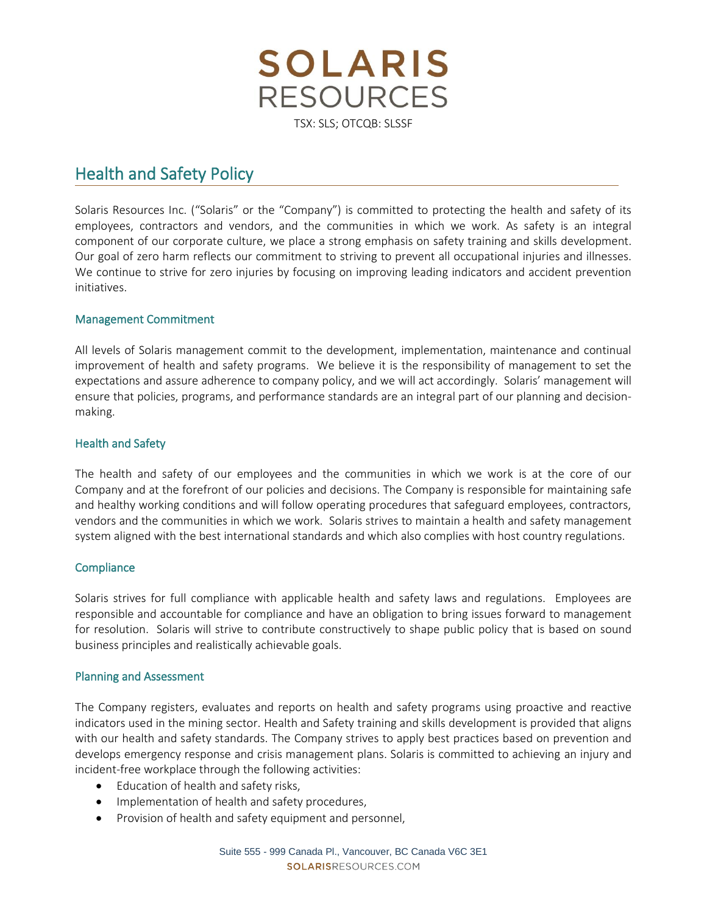# SOLARIS RESOURCES

TSX: SLS; OTCQB: SLSSF

## Health and Safety Policy

Solaris Resources Inc. ("Solaris" or the "Company") is committed to protecting the health and safety of its employees, contractors and vendors, and the communities in which we work. As safety is an integral component of our corporate culture, we place a strong emphasis on safety training and skills development. Our goal of zero harm reflects our commitment to striving to prevent all occupational injuries and illnesses. We continue to strive for zero injuries by focusing on improving leading indicators and accident prevention initiatives.

### Management Commitment

All levels of Solaris management commit to the development, implementation, maintenance and continual improvement of health and safety programs. We believe it is the responsibility of management to set the expectations and assure adherence to company policy, and we will act accordingly. Solaris' management will ensure that policies, programs, and performance standards are an integral part of our planning and decision-making.

### Health and Safety

The health and safety of our employees and the communities in which we work is at the core of our Company and at the forefront of our policies and decisions. The Company is responsible for maintaining safe and healthy working conditions and will follow operating procedures that safeguard employees, contractors, vendors and the communities in which we work. Solaris strives to maintain a health and safety management system aligned with the best international standards and which also complies with host country regulations.

### Compliance

Solaris strives for full compliance with applicable health and safety laws and regulations. Employees are responsible and accountable for compliance and have an obligation to bring issues forward to management for resolution. Solaris will strive to contribute constructively to shape public policy that is based on sound business principles and realistically achievable goals.

### Planning and Assessment

The Company registers, evaluates and reports on health and safety programs using proactive and reactive indicators used in the mining sector. Health and Safety training and skills development is provided that aligns with our health and safety standards. The Company strives to apply best practices based on prevention and develops emergency response and crisis management plans. Solaris is committed to achieving an injury and incident-free workplace through the following activities:

- Education of health and safety risks,
- Implementation of health and safety procedures,
- Provision of health and safety equipment and personnel,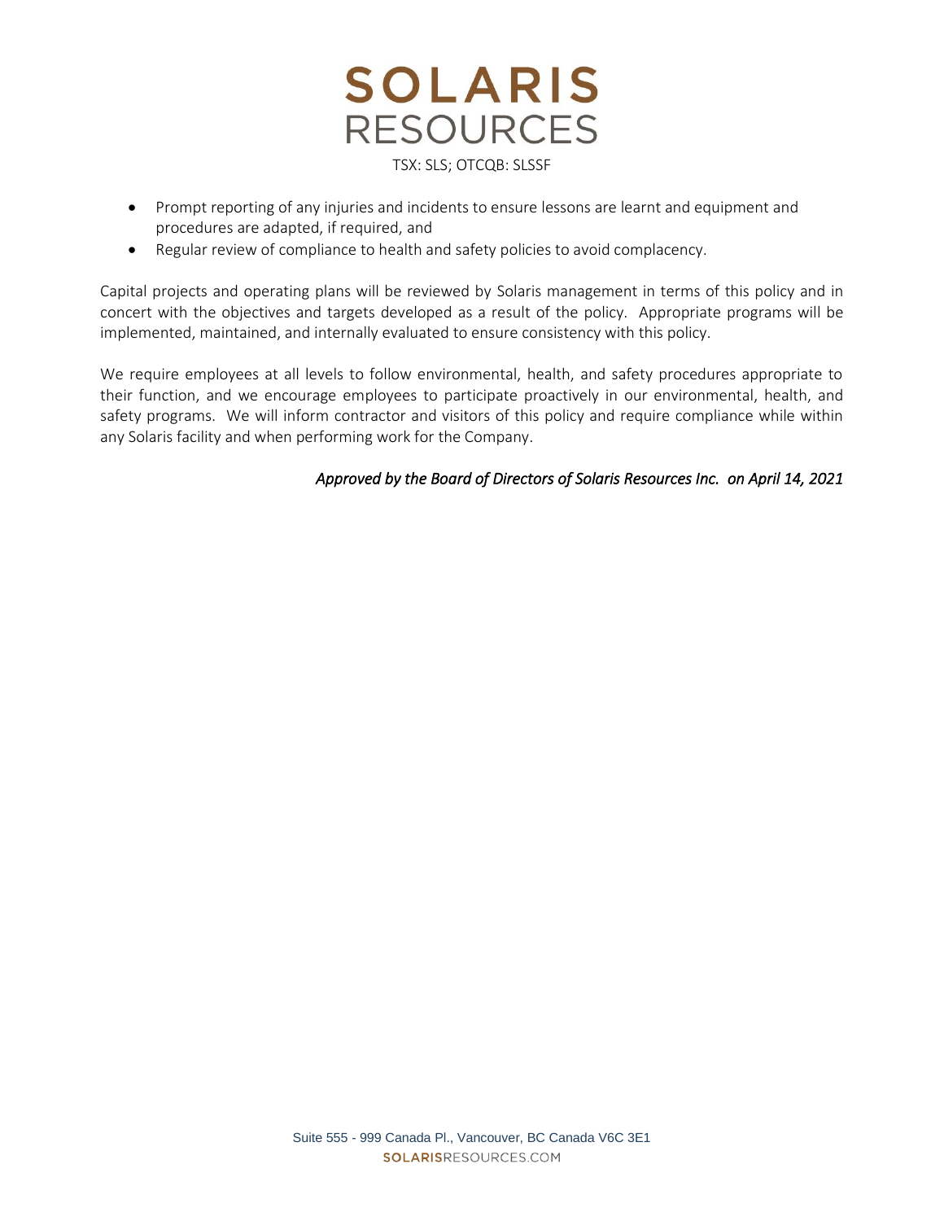- Prompt reporting of any injuries and incidents to ensure lessons are learnt and equipment and procedures are adapted, if required, and
- Regular review of compliance to health and safety policies to avoid complacency.

Capital projects and operating plans will be reviewed by Solaris management in terms of this policy and in concert with the objectives and targets developed as a result of the policy. Appropriate programs will be implemented, maintained, and internally evaluated to ensure consistency with this policy.

We require employees at all levels to follow environmental, health, and safety procedures appropriate to their function, and we encourage employees to participate proactively in our environmental, health, and safety programs. We will inform contractor and visitors of this policy and require compliance while within any Solaris facility and when performing work for the Company.

*Approved by the Board of Directors of Solaris Resources Inc. on April 14, 2021*